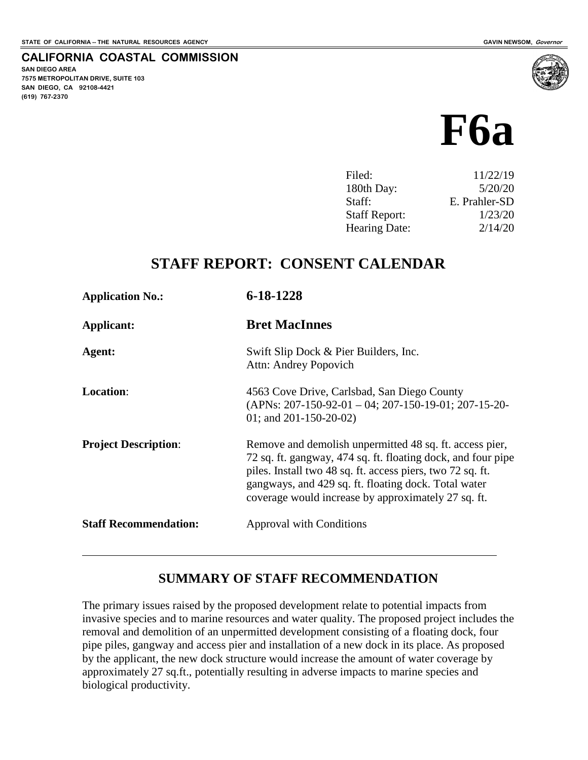STATE OF CALIFORNIA -- THE NATURAL RESOURCES AGENCY

GAVIN NEWSOM, *Governor*

**CALIFORNIA COASTAL COMMISSION**
**SAN DIEGO AREA**
**7575 METROPOLITAN DRIVE, SUITE 103**
**SAN DIEGO, CA 92108-4421**
**(619) 767-2370**

# F6a

| | |
|---|---|
| Filed: | 11/22/19 |
| 180th Day: | 5/20/20 |
| Staff: | E. Prahler-SD |
| Staff Report: | 1/23/20 |
| Hearing Date: | 2/14/20 |

## STAFF REPORT: CONSENT CALENDAR

| | |
|---|---|
| **Application No.:** | **6-18-1228** |
| **Applicant:** | **Bret MacInnes** |
| **Agent:** | Swift Slip Dock & Pier Builders, Inc.<br>Attn: Andrey Popovich |
| **Location**: | 4563 Cove Drive, Carlsbad, San Diego County<br>(APNs: 207-150-92-01 – 04; 207-150-19-01; 207-15-20-01; and 201-150-20-02) |
| **Project Description**: | Remove and demolish unpermitted 48 sq. ft. access pier, 72 sq. ft. gangway, 474 sq. ft. floating dock, and four pipe piles. Install two 48 sq. ft. access piers, two 72 sq. ft. gangways, and 429 sq. ft. floating dock. Total water coverage would increase by approximately 27 sq. ft. |
| **Staff Recommendation:** | Approval with Conditions |

## SUMMARY OF STAFF RECOMMENDATION

The primary issues raised by the proposed development relate to potential impacts from invasive species and to marine resources and water quality. The proposed project includes the removal and demolition of an unpermitted development consisting of a floating dock, four pipe piles, gangway and access pier and installation of a new dock in its place. As proposed by the applicant, the new dock structure would increase the amount of water coverage by approximately 27 sq.ft., potentially resulting in adverse impacts to marine species and biological productivity.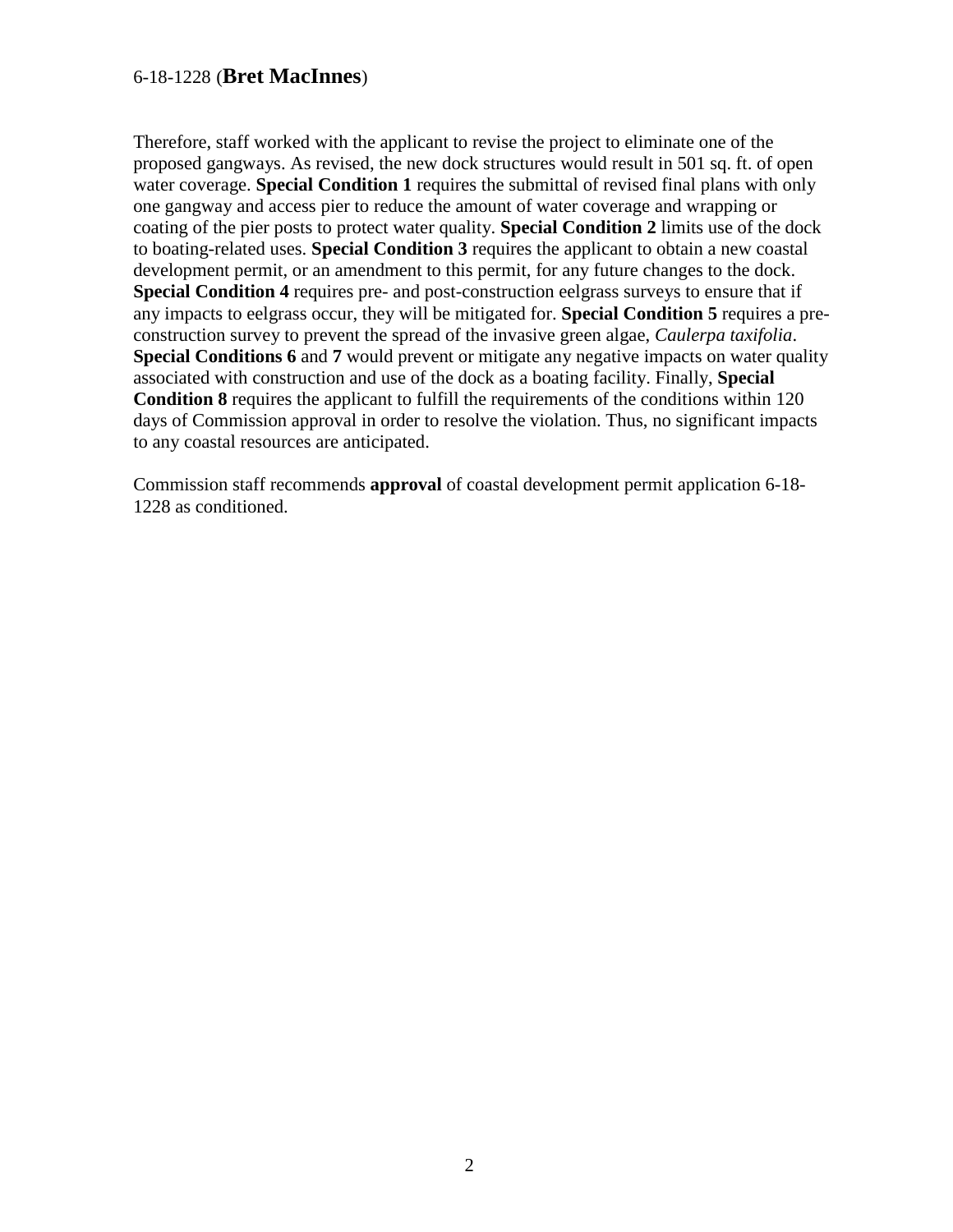Therefore, staff worked with the applicant to revise the project to eliminate one of the proposed gangways. As revised, the new dock structures would result in 501 sq. ft. of open water coverage. **Special Condition 1** requires the submittal of revised final plans with only one gangway and access pier to reduce the amount of water coverage and wrapping or coating of the pier posts to protect water quality. **Special Condition 2** limits use of the dock to boating-related uses. **Special Condition 3** requires the applicant to obtain a new coastal development permit, or an amendment to this permit, for any future changes to the dock. **Special Condition 4** requires pre- and post-construction eelgrass surveys to ensure that if any impacts to eelgrass occur, they will be mitigated for. **Special Condition 5** requires a pre-construction survey to prevent the spread of the invasive green algae, *Caulerpa taxifolia*. **Special Conditions 6** and **7** would prevent or mitigate any negative impacts on water quality associated with construction and use of the dock as a boating facility. Finally, **Special Condition 8** requires the applicant to fulfill the requirements of the conditions within 120 days of Commission approval in order to resolve the violation. Thus, no significant impacts to any coastal resources are anticipated.

Commission staff recommends **approval** of coastal development permit application 6-18-1228 as conditioned.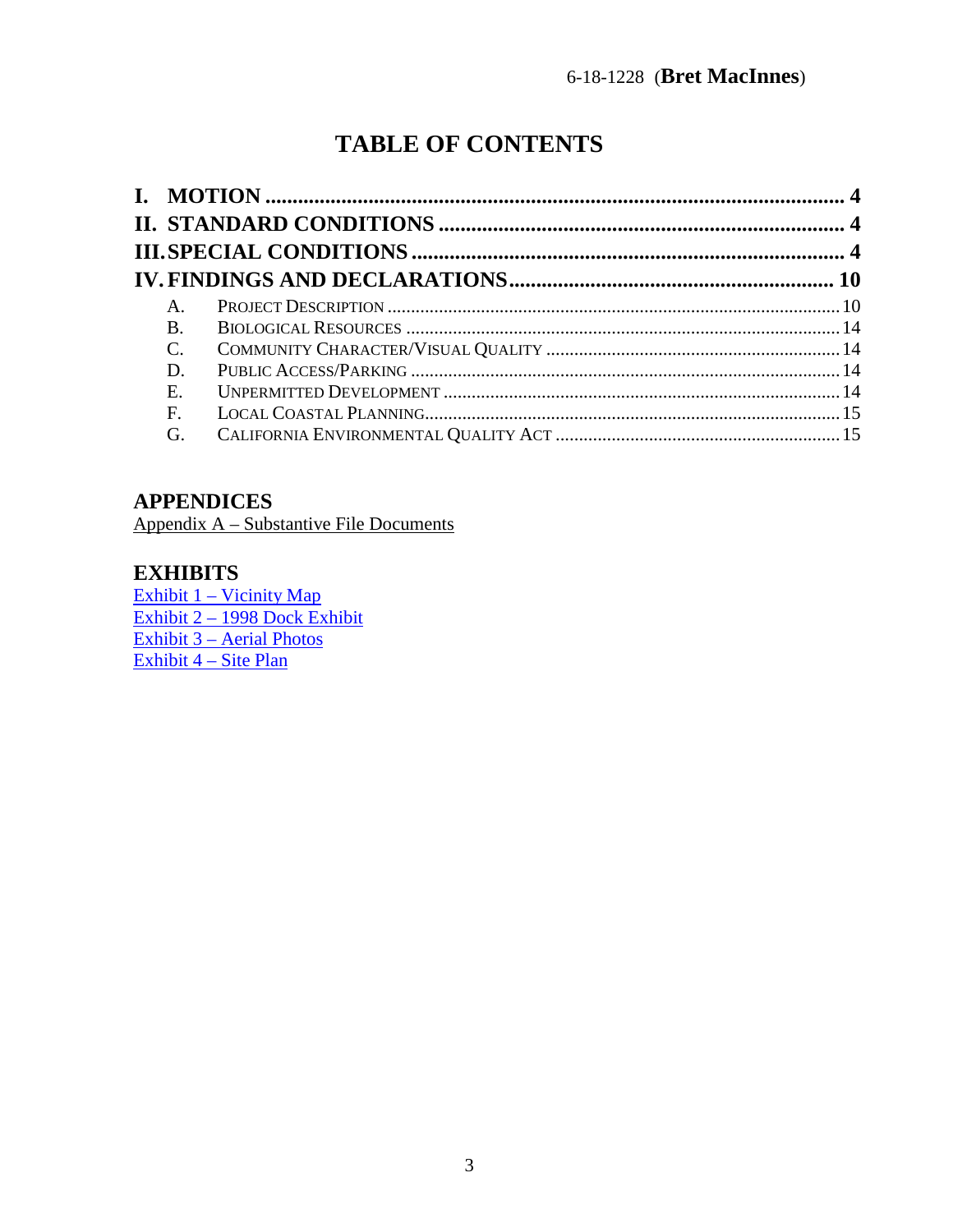# TABLE OF CONTENTS

**I. MOTION** .......... **4**

**II. STANDARD CONDITIONS** .......... **4**

**III. SPECIAL CONDITIONS** .......... **4**

**IV. FINDINGS AND DECLARATIONS** .......... **10**

- A. PROJECT DESCRIPTION .......... 10
- B. BIOLOGICAL RESOURCES .......... 14
- C. COMMUNITY CHARACTER/VISUAL QUALITY .......... 14
- D. PUBLIC ACCESS/PARKING .......... 14
- E. UNPERMITTED DEVELOPMENT .......... 14
- F. LOCAL COASTAL PLANNING .......... 15
- G. CALIFORNIA ENVIRONMENTAL QUALITY ACT .......... 15

## APPENDICES

Appendix A – Substantive File Documents

## EXHIBITS

Exhibit 1 – Vicinity Map
Exhibit 2 – 1998 Dock Exhibit
Exhibit 3 – Aerial Photos
Exhibit 4 – Site Plan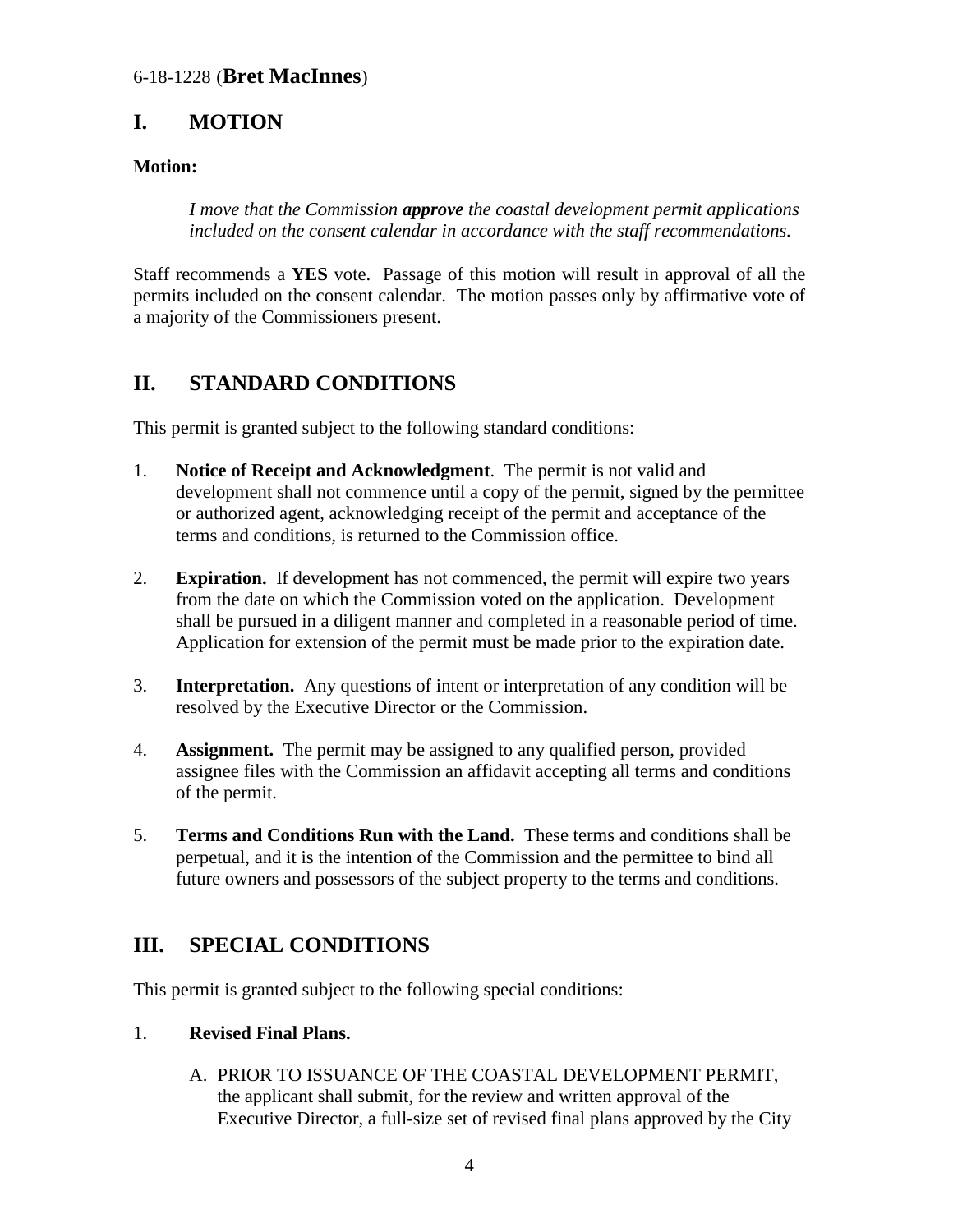6-18-1228 (**Bret MacInnes**)

## I. MOTION

**Motion:**

> *I move that the Commission **approve** the coastal development permit applications included on the consent calendar in accordance with the staff recommendations.*

Staff recommends a **YES** vote. Passage of this motion will result in approval of all the permits included on the consent calendar. The motion passes only by affirmative vote of a majority of the Commissioners present.

## II. STANDARD CONDITIONS

This permit is granted subject to the following standard conditions:

1. **Notice of Receipt and Acknowledgment**. The permit is not valid and development shall not commence until a copy of the permit, signed by the permittee or authorized agent, acknowledging receipt of the permit and acceptance of the terms and conditions, is returned to the Commission office.

2. **Expiration.** If development has not commenced, the permit will expire two years from the date on which the Commission voted on the application. Development shall be pursued in a diligent manner and completed in a reasonable period of time. Application for extension of the permit must be made prior to the expiration date.

3. **Interpretation.** Any questions of intent or interpretation of any condition will be resolved by the Executive Director or the Commission.

4. **Assignment.** The permit may be assigned to any qualified person, provided assignee files with the Commission an affidavit accepting all terms and conditions of the permit.

5. **Terms and Conditions Run with the Land.** These terms and conditions shall be perpetual, and it is the intention of the Commission and the permittee to bind all future owners and possessors of the subject property to the terms and conditions.

## III. SPECIAL CONDITIONS

This permit is granted subject to the following special conditions:

1. **Revised Final Plans.**

   A. PRIOR TO ISSUANCE OF THE COASTAL DEVELOPMENT PERMIT, the applicant shall submit, for the review and written approval of the Executive Director, a full-size set of revised final plans approved by the City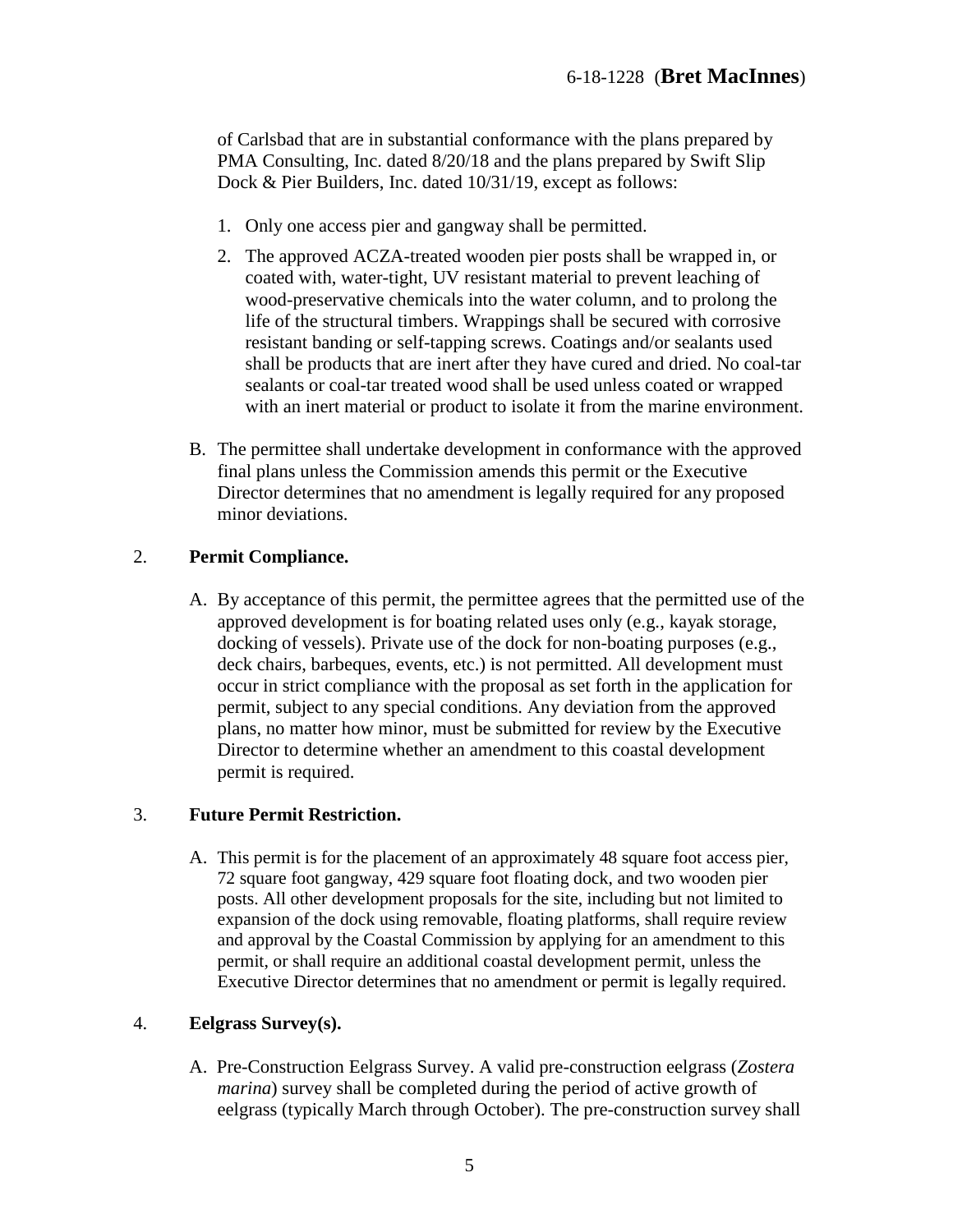of Carlsbad that are in substantial conformance with the plans prepared by PMA Consulting, Inc. dated 8/20/18 and the plans prepared by Swift Slip Dock & Pier Builders, Inc. dated 10/31/19, except as follows:

1. Only one access pier and gangway shall be permitted.
2. The approved ACZA-treated wooden pier posts shall be wrapped in, or coated with, water-tight, UV resistant material to prevent leaching of wood-preservative chemicals into the water column, and to prolong the life of the structural timbers. Wrappings shall be secured with corrosive resistant banding or self-tapping screws. Coatings and/or sealants used shall be products that are inert after they have cured and dried. No coal-tar sealants or coal-tar treated wood shall be used unless coated or wrapped with an inert material or product to isolate it from the marine environment.

B. The permittee shall undertake development in conformance with the approved final plans unless the Commission amends this permit or the Executive Director determines that no amendment is legally required for any proposed minor deviations.

2. **Permit Compliance.**

A. By acceptance of this permit, the permittee agrees that the permitted use of the approved development is for boating related uses only (e.g., kayak storage, docking of vessels). Private use of the dock for non-boating purposes (e.g., deck chairs, barbeques, events, etc.) is not permitted. All development must occur in strict compliance with the proposal as set forth in the application for permit, subject to any special conditions. Any deviation from the approved plans, no matter how minor, must be submitted for review by the Executive Director to determine whether an amendment to this coastal development permit is required.

3. **Future Permit Restriction.**

A. This permit is for the placement of an approximately 48 square foot access pier, 72 square foot gangway, 429 square foot floating dock, and two wooden pier posts. All other development proposals for the site, including but not limited to expansion of the dock using removable, floating platforms, shall require review and approval by the Coastal Commission by applying for an amendment to this permit, or shall require an additional coastal development permit, unless the Executive Director determines that no amendment or permit is legally required.

4. **Eelgrass Survey(s).**

A. Pre-Construction Eelgrass Survey. A valid pre-construction eelgrass (*Zostera marina*) survey shall be completed during the period of active growth of eelgrass (typically March through October). The pre-construction survey shall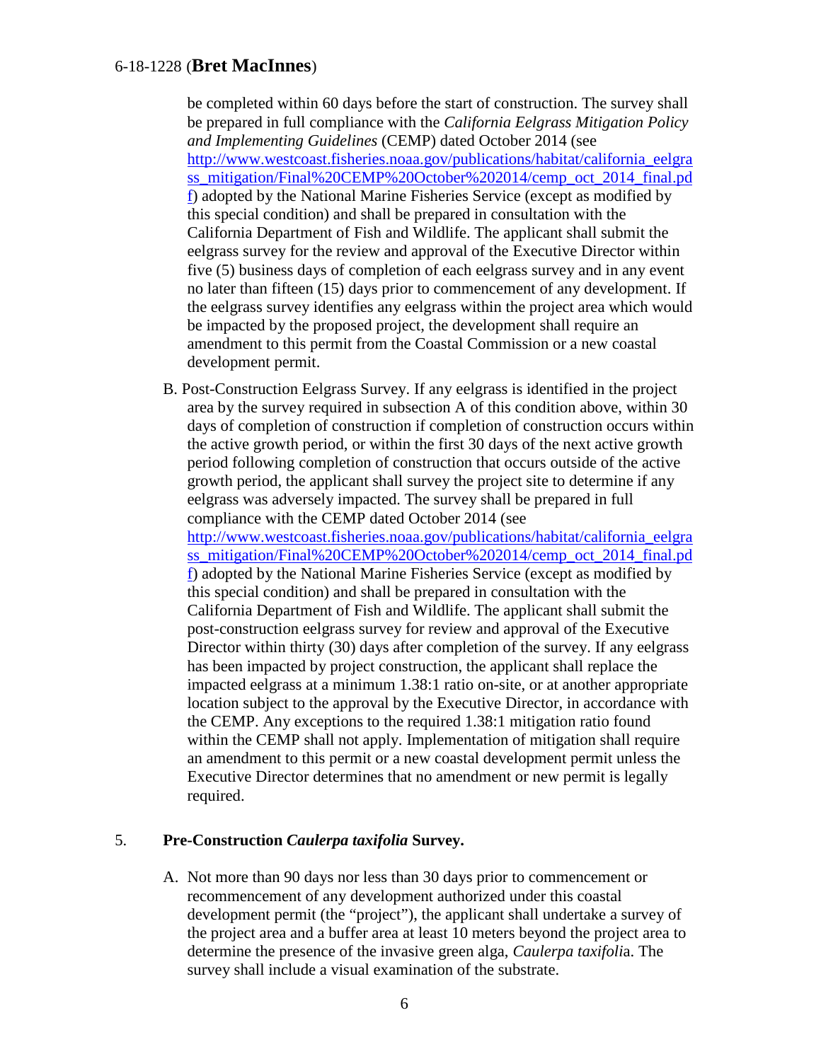be completed within 60 days before the start of construction. The survey shall be prepared in full compliance with the *California Eelgrass Mitigation Policy and Implementing Guidelines* (CEMP) dated October 2014 (see [http://www.westcoast.fisheries.noaa.gov/publications/habitat/california_eelgrass_mitigation/Final%20CEMP%20October%202014/cemp_oct_2014_final.pdf](http://www.westcoast.fisheries.noaa.gov/publications/habitat/california_eelgrass_mitigation/Final%20CEMP%20October%202014/cemp_oct_2014_final.pdf)) adopted by the National Marine Fisheries Service (except as modified by this special condition) and shall be prepared in consultation with the California Department of Fish and Wildlife. The applicant shall submit the eelgrass survey for the review and approval of the Executive Director within five (5) business days of completion of each eelgrass survey and in any event no later than fifteen (15) days prior to commencement of any development. If the eelgrass survey identifies any eelgrass within the project area which would be impacted by the proposed project, the development shall require an amendment to this permit from the Coastal Commission or a new coastal development permit.

B. Post-Construction Eelgrass Survey. If any eelgrass is identified in the project area by the survey required in subsection A of this condition above, within 30 days of completion of construction if completion of construction occurs within the active growth period, or within the first 30 days of the next active growth period following completion of construction that occurs outside of the active growth period, the applicant shall survey the project site to determine if any eelgrass was adversely impacted. The survey shall be prepared in full compliance with the CEMP dated October 2014 (see [http://www.westcoast.fisheries.noaa.gov/publications/habitat/california_eelgrass_mitigation/Final%20CEMP%20October%202014/cemp_oct_2014_final.pdf](http://www.westcoast.fisheries.noaa.gov/publications/habitat/california_eelgrass_mitigation/Final%20CEMP%20October%202014/cemp_oct_2014_final.pdf)) adopted by the National Marine Fisheries Service (except as modified by this special condition) and shall be prepared in consultation with the California Department of Fish and Wildlife. The applicant shall submit the post-construction eelgrass survey for review and approval of the Executive Director within thirty (30) days after completion of the survey. If any eelgrass has been impacted by project construction, the applicant shall replace the impacted eelgrass at a minimum 1.38:1 ratio on-site, or at another appropriate location subject to the approval by the Executive Director, in accordance with the CEMP. Any exceptions to the required 1.38:1 mitigation ratio found within the CEMP shall not apply. Implementation of mitigation shall require an amendment to this permit or a new coastal development permit unless the Executive Director determines that no amendment or new permit is legally required.

5. **Pre-Construction *Caulerpa taxifolia* Survey.**

A. Not more than 90 days nor less than 30 days prior to commencement or recommencement of any development authorized under this coastal development permit (the "project"), the applicant shall undertake a survey of the project area and a buffer area at least 10 meters beyond the project area to determine the presence of the invasive green alga, *Caulerpa taxifolia*. The survey shall include a visual examination of the substrate.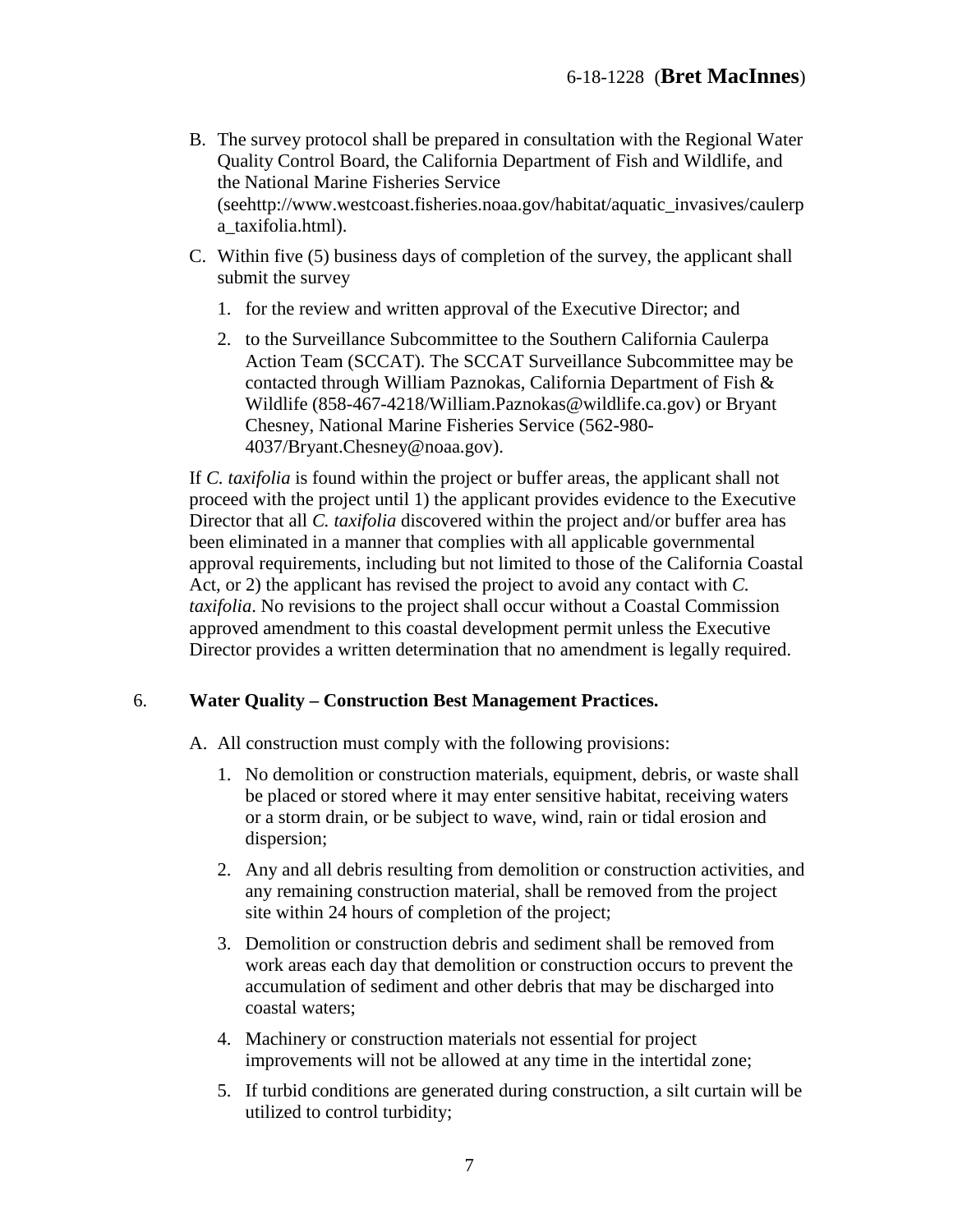B. The survey protocol shall be prepared in consultation with the Regional Water Quality Control Board, the California Department of Fish and Wildlife, and the National Marine Fisheries Service (seehttp://www.westcoast.fisheries.noaa.gov/habitat/aquatic_invasives/caulerpa_taxifolia.html).

C. Within five (5) business days of completion of the survey, the applicant shall submit the survey

   1. for the review and written approval of the Executive Director; and

   2. to the Surveillance Subcommittee to the Southern California Caulerpa Action Team (SCCAT). The SCCAT Surveillance Subcommittee may be contacted through William Paznokas, California Department of Fish & Wildlife (858-467-4218/William.Paznokas@wildlife.ca.gov) or Bryant Chesney, National Marine Fisheries Service (562-980-4037/Bryant.Chesney@noaa.gov).

If *C. taxifolia* is found within the project or buffer areas, the applicant shall not proceed with the project until 1) the applicant provides evidence to the Executive Director that all *C. taxifolia* discovered within the project and/or buffer area has been eliminated in a manner that complies with all applicable governmental approval requirements, including but not limited to those of the California Coastal Act, or 2) the applicant has revised the project to avoid any contact with *C. taxifolia*. No revisions to the project shall occur without a Coastal Commission approved amendment to this coastal development permit unless the Executive Director provides a written determination that no amendment is legally required.

6. **Water Quality – Construction Best Management Practices.**

A. All construction must comply with the following provisions:

   1. No demolition or construction materials, equipment, debris, or waste shall be placed or stored where it may enter sensitive habitat, receiving waters or a storm drain, or be subject to wave, wind, rain or tidal erosion and dispersion;

   2. Any and all debris resulting from demolition or construction activities, and any remaining construction material, shall be removed from the project site within 24 hours of completion of the project;

   3. Demolition or construction debris and sediment shall be removed from work areas each day that demolition or construction occurs to prevent the accumulation of sediment and other debris that may be discharged into coastal waters;

   4. Machinery or construction materials not essential for project improvements will not be allowed at any time in the intertidal zone;

   5. If turbid conditions are generated during construction, a silt curtain will be utilized to control turbidity;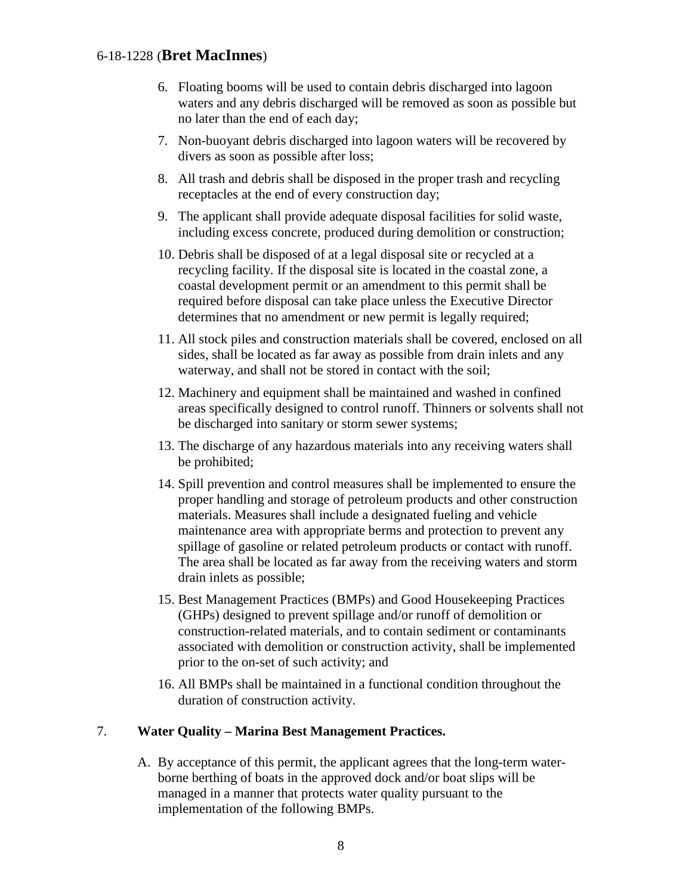6. Floating booms will be used to contain debris discharged into lagoon waters and any debris discharged will be removed as soon as possible but no later than the end of each day;
7. Non-buoyant debris discharged into lagoon waters will be recovered by divers as soon as possible after loss;
8. All trash and debris shall be disposed in the proper trash and recycling receptacles at the end of every construction day;
9. The applicant shall provide adequate disposal facilities for solid waste, including excess concrete, produced during demolition or construction;
10. Debris shall be disposed of at a legal disposal site or recycled at a recycling facility. If the disposal site is located in the coastal zone, a coastal development permit or an amendment to this permit shall be required before disposal can take place unless the Executive Director determines that no amendment or new permit is legally required;
11. All stock piles and construction materials shall be covered, enclosed on all sides, shall be located as far away as possible from drain inlets and any waterway, and shall not be stored in contact with the soil;
12. Machinery and equipment shall be maintained and washed in confined areas specifically designed to control runoff. Thinners or solvents shall not be discharged into sanitary or storm sewer systems;
13. The discharge of any hazardous materials into any receiving waters shall be prohibited;
14. Spill prevention and control measures shall be implemented to ensure the proper handling and storage of petroleum products and other construction materials. Measures shall include a designated fueling and vehicle maintenance area with appropriate berms and protection to prevent any spillage of gasoline or related petroleum products or contact with runoff. The area shall be located as far away from the receiving waters and storm drain inlets as possible;
15. Best Management Practices (BMPs) and Good Housekeeping Practices (GHPs) designed to prevent spillage and/or runoff of demolition or construction-related materials, and to contain sediment or contaminants associated with demolition or construction activity, shall be implemented prior to the on-set of such activity; and
16. All BMPs shall be maintained in a functional condition throughout the duration of construction activity.

7. **Water Quality – Marina Best Management Practices.**

   A. By acceptance of this permit, the applicant agrees that the long-term water-borne berthing of boats in the approved dock and/or boat slips will be managed in a manner that protects water quality pursuant to the implementation of the following BMPs.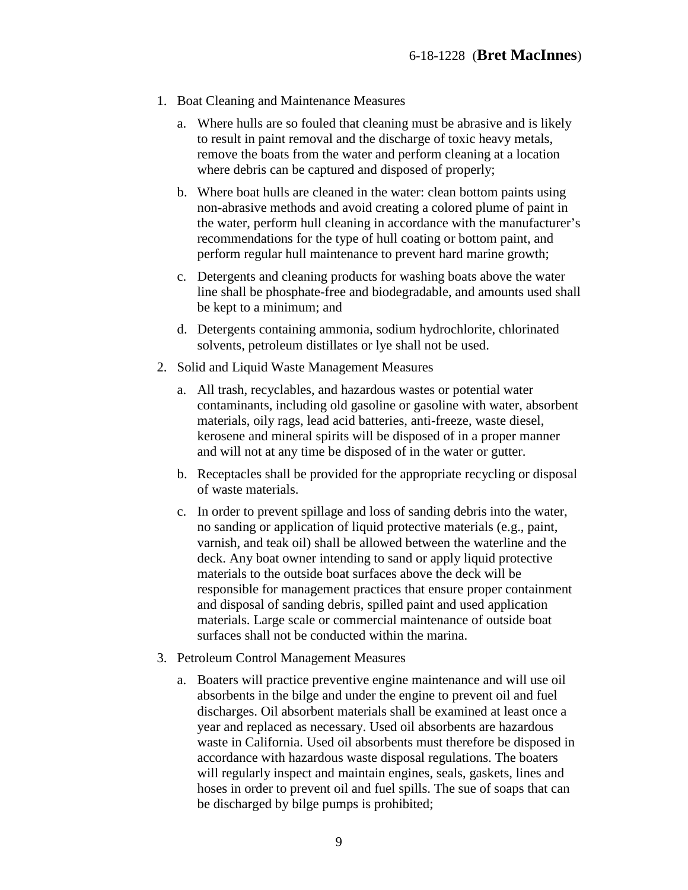1. Boat Cleaning and Maintenance Measures

    a. Where hulls are so fouled that cleaning must be abrasive and is likely to result in paint removal and the discharge of toxic heavy metals, remove the boats from the water and perform cleaning at a location where debris can be captured and disposed of properly;

    b. Where boat hulls are cleaned in the water: clean bottom paints using non-abrasive methods and avoid creating a colored plume of paint in the water, perform hull cleaning in accordance with the manufacturer's recommendations for the type of hull coating or bottom paint, and perform regular hull maintenance to prevent hard marine growth;

    c. Detergents and cleaning products for washing boats above the water line shall be phosphate-free and biodegradable, and amounts used shall be kept to a minimum; and

    d. Detergents containing ammonia, sodium hydrochlorite, chlorinated solvents, petroleum distillates or lye shall not be used.

2. Solid and Liquid Waste Management Measures

    a. All trash, recyclables, and hazardous wastes or potential water contaminants, including old gasoline or gasoline with water, absorbent materials, oily rags, lead acid batteries, anti-freeze, waste diesel, kerosene and mineral spirits will be disposed of in a proper manner and will not at any time be disposed of in the water or gutter.

    b. Receptacles shall be provided for the appropriate recycling or disposal of waste materials.

    c. In order to prevent spillage and loss of sanding debris into the water, no sanding or application of liquid protective materials (e.g., paint, varnish, and teak oil) shall be allowed between the waterline and the deck. Any boat owner intending to sand or apply liquid protective materials to the outside boat surfaces above the deck will be responsible for management practices that ensure proper containment and disposal of sanding debris, spilled paint and used application materials. Large scale or commercial maintenance of outside boat surfaces shall not be conducted within the marina.

3. Petroleum Control Management Measures

    a. Boaters will practice preventive engine maintenance and will use oil absorbents in the bilge and under the engine to prevent oil and fuel discharges. Oil absorbent materials shall be examined at least once a year and replaced as necessary. Used oil absorbents are hazardous waste in California. Used oil absorbents must therefore be disposed in accordance with hazardous waste disposal regulations. The boaters will regularly inspect and maintain engines, seals, gaskets, lines and hoses in order to prevent oil and fuel spills. The sue of soaps that can be discharged by bilge pumps is prohibited;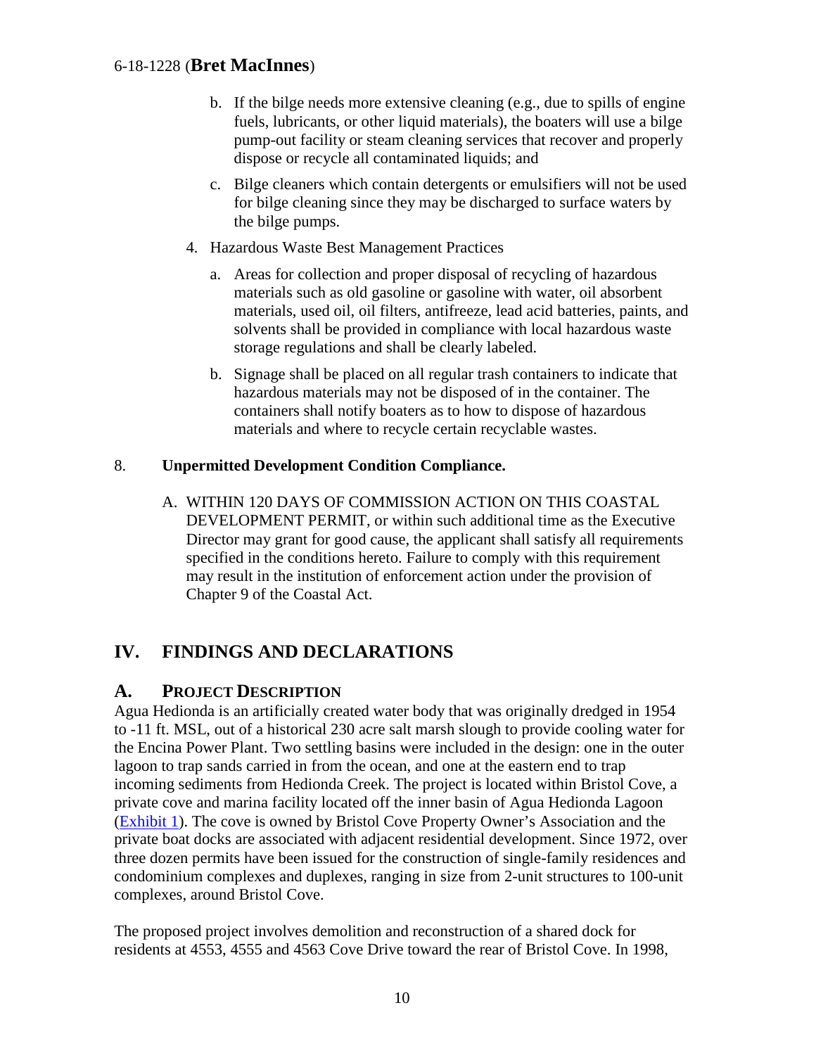b. If the bilge needs more extensive cleaning (e.g., due to spills of engine fuels, lubricants, or other liquid materials), the boaters will use a bilge pump-out facility or steam cleaning services that recover and properly dispose or recycle all contaminated liquids; and

   c. Bilge cleaners which contain detergents or emulsifiers will not be used for bilge cleaning since they may be discharged to surface waters by the bilge pumps.

4. Hazardous Waste Best Management Practices

   a. Areas for collection and proper disposal of recycling of hazardous materials such as old gasoline or gasoline with water, oil absorbent materials, used oil, oil filters, antifreeze, lead acid batteries, paints, and solvents shall be provided in compliance with local hazardous waste storage regulations and shall be clearly labeled.

   b. Signage shall be placed on all regular trash containers to indicate that hazardous materials may not be disposed of in the container. The containers shall notify boaters as to how to dispose of hazardous materials and where to recycle certain recyclable wastes.

8. **Unpermitted Development Condition Compliance.**

   A. WITHIN 120 DAYS OF COMMISSION ACTION ON THIS COASTAL DEVELOPMENT PERMIT, or within such additional time as the Executive Director may grant for good cause, the applicant shall satisfy all requirements specified in the conditions hereto. Failure to comply with this requirement may result in the institution of enforcement action under the provision of Chapter 9 of the Coastal Act.

# IV. FINDINGS AND DECLARATIONS

## A. PROJECT DESCRIPTION

Agua Hedionda is an artificially created water body that was originally dredged in 1954 to -11 ft. MSL, out of a historical 230 acre salt marsh slough to provide cooling water for the Encina Power Plant. Two settling basins were included in the design: one in the outer lagoon to trap sands carried in from the ocean, and one at the eastern end to trap incoming sediments from Hedionda Creek. The project is located within Bristol Cove, a private cove and marina facility located off the inner basin of Agua Hedionda Lagoon (Exhibit 1). The cove is owned by Bristol Cove Property Owner's Association and the private boat docks are associated with adjacent residential development. Since 1972, over three dozen permits have been issued for the construction of single-family residences and condominium complexes and duplexes, ranging in size from 2-unit structures to 100-unit complexes, around Bristol Cove.

The proposed project involves demolition and reconstruction of a shared dock for residents at 4553, 4555 and 4563 Cove Drive toward the rear of Bristol Cove. In 1998,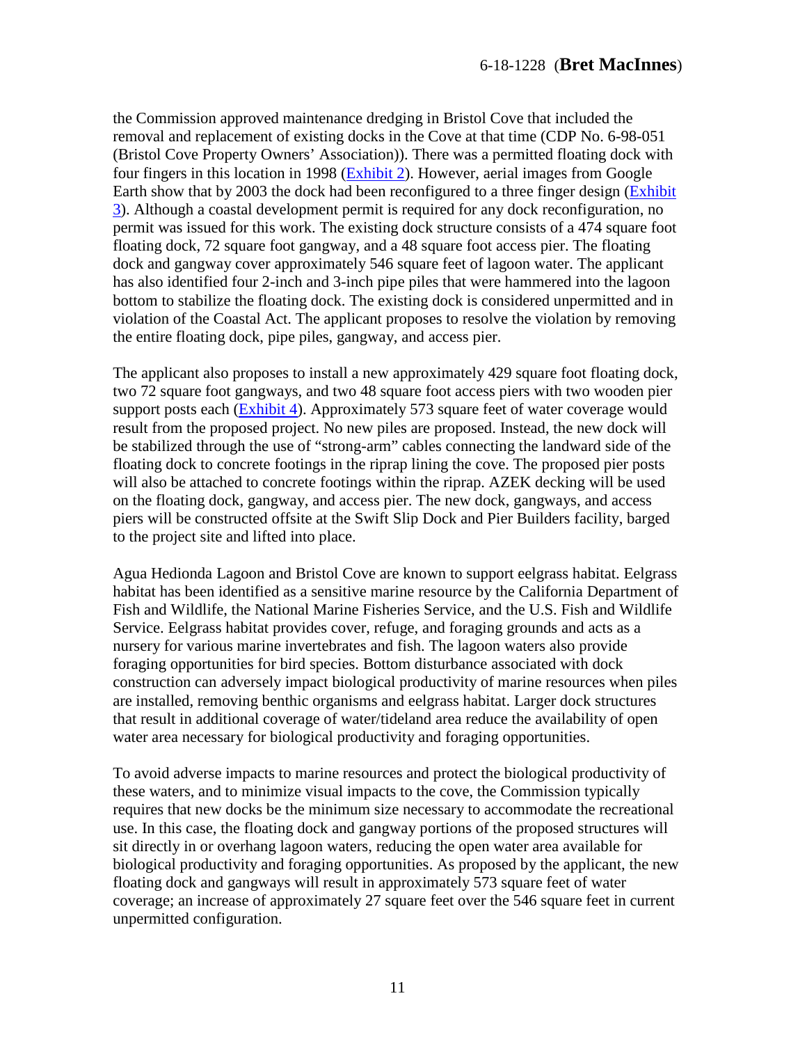the Commission approved maintenance dredging in Bristol Cove that included the removal and replacement of existing docks in the Cove at that time (CDP No. 6-98-051 (Bristol Cove Property Owners' Association)). There was a permitted floating dock with four fingers in this location in 1998 (Exhibit 2). However, aerial images from Google Earth show that by 2003 the dock had been reconfigured to a three finger design (Exhibit 3). Although a coastal development permit is required for any dock reconfiguration, no permit was issued for this work. The existing dock structure consists of a 474 square foot floating dock, 72 square foot gangway, and a 48 square foot access pier. The floating dock and gangway cover approximately 546 square feet of lagoon water. The applicant has also identified four 2-inch and 3-inch pipe piles that were hammered into the lagoon bottom to stabilize the floating dock. The existing dock is considered unpermitted and in violation of the Coastal Act. The applicant proposes to resolve the violation by removing the entire floating dock, pipe piles, gangway, and access pier.

The applicant also proposes to install a new approximately 429 square foot floating dock, two 72 square foot gangways, and two 48 square foot access piers with two wooden pier support posts each (Exhibit 4). Approximately 573 square feet of water coverage would result from the proposed project. No new piles are proposed. Instead, the new dock will be stabilized through the use of "strong-arm" cables connecting the landward side of the floating dock to concrete footings in the riprap lining the cove. The proposed pier posts will also be attached to concrete footings within the riprap. AZEK decking will be used on the floating dock, gangway, and access pier. The new dock, gangways, and access piers will be constructed offsite at the Swift Slip Dock and Pier Builders facility, barged to the project site and lifted into place.

Agua Hedionda Lagoon and Bristol Cove are known to support eelgrass habitat. Eelgrass habitat has been identified as a sensitive marine resource by the California Department of Fish and Wildlife, the National Marine Fisheries Service, and the U.S. Fish and Wildlife Service. Eelgrass habitat provides cover, refuge, and foraging grounds and acts as a nursery for various marine invertebrates and fish. The lagoon waters also provide foraging opportunities for bird species. Bottom disturbance associated with dock construction can adversely impact biological productivity of marine resources when piles are installed, removing benthic organisms and eelgrass habitat. Larger dock structures that result in additional coverage of water/tideland area reduce the availability of open water area necessary for biological productivity and foraging opportunities.

To avoid adverse impacts to marine resources and protect the biological productivity of these waters, and to minimize visual impacts to the cove, the Commission typically requires that new docks be the minimum size necessary to accommodate the recreational use. In this case, the floating dock and gangway portions of the proposed structures will sit directly in or overhang lagoon waters, reducing the open water area available for biological productivity and foraging opportunities. As proposed by the applicant, the new floating dock and gangways will result in approximately 573 square feet of water coverage; an increase of approximately 27 square feet over the 546 square feet in current unpermitted configuration.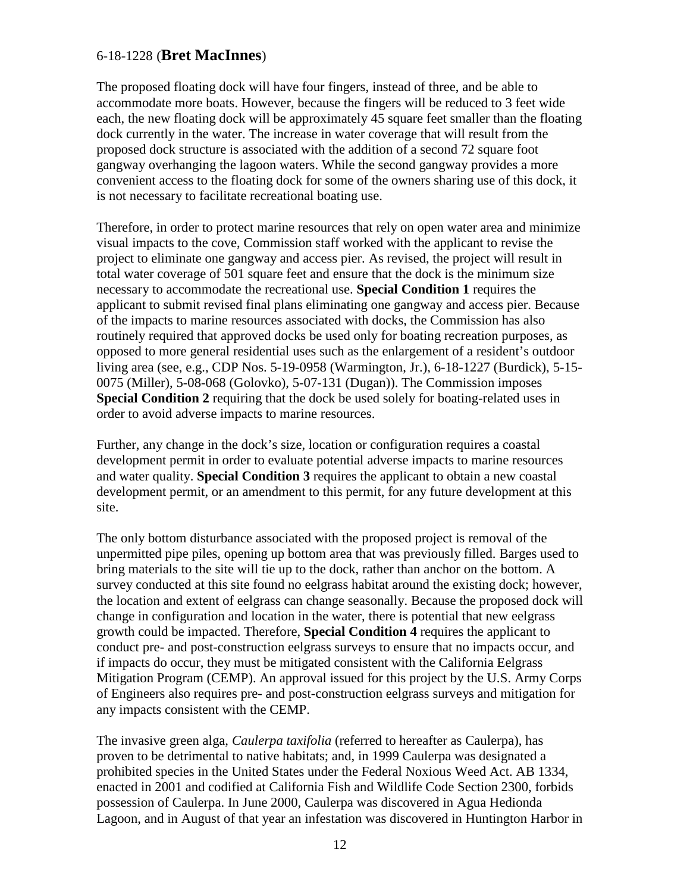6-18-1228 (**Bret MacInnes**)

The proposed floating dock will have four fingers, instead of three, and be able to accommodate more boats. However, because the fingers will be reduced to 3 feet wide each, the new floating dock will be approximately 45 square feet smaller than the floating dock currently in the water. The increase in water coverage that will result from the proposed dock structure is associated with the addition of a second 72 square foot gangway overhanging the lagoon waters. While the second gangway provides a more convenient access to the floating dock for some of the owners sharing use of this dock, it is not necessary to facilitate recreational boating use.

Therefore, in order to protect marine resources that rely on open water area and minimize visual impacts to the cove, Commission staff worked with the applicant to revise the project to eliminate one gangway and access pier. As revised, the project will result in total water coverage of 501 square feet and ensure that the dock is the minimum size necessary to accommodate the recreational use. **Special Condition 1** requires the applicant to submit revised final plans eliminating one gangway and access pier. Because of the impacts to marine resources associated with docks, the Commission has also routinely required that approved docks be used only for boating recreation purposes, as opposed to more general residential uses such as the enlargement of a resident's outdoor living area (see, e.g., CDP Nos. 5-19-0958 (Warmington, Jr.), 6-18-1227 (Burdick), 5-15-0075 (Miller), 5-08-068 (Golovko), 5-07-131 (Dugan)). The Commission imposes **Special Condition 2** requiring that the dock be used solely for boating-related uses in order to avoid adverse impacts to marine resources.

Further, any change in the dock's size, location or configuration requires a coastal development permit in order to evaluate potential adverse impacts to marine resources and water quality. **Special Condition 3** requires the applicant to obtain a new coastal development permit, or an amendment to this permit, for any future development at this site.

The only bottom disturbance associated with the proposed project is removal of the unpermitted pipe piles, opening up bottom area that was previously filled. Barges used to bring materials to the site will tie up to the dock, rather than anchor on the bottom. A survey conducted at this site found no eelgrass habitat around the existing dock; however, the location and extent of eelgrass can change seasonally. Because the proposed dock will change in configuration and location in the water, there is potential that new eelgrass growth could be impacted. Therefore, **Special Condition 4** requires the applicant to conduct pre- and post-construction eelgrass surveys to ensure that no impacts occur, and if impacts do occur, they must be mitigated consistent with the California Eelgrass Mitigation Program (CEMP). An approval issued for this project by the U.S. Army Corps of Engineers also requires pre- and post-construction eelgrass surveys and mitigation for any impacts consistent with the CEMP.

The invasive green alga, *Caulerpa taxifolia* (referred to hereafter as Caulerpa), has proven to be detrimental to native habitats; and, in 1999 Caulerpa was designated a prohibited species in the United States under the Federal Noxious Weed Act. AB 1334, enacted in 2001 and codified at California Fish and Wildlife Code Section 2300, forbids possession of Caulerpa. In June 2000, Caulerpa was discovered in Agua Hedionda Lagoon, and in August of that year an infestation was discovered in Huntington Harbor in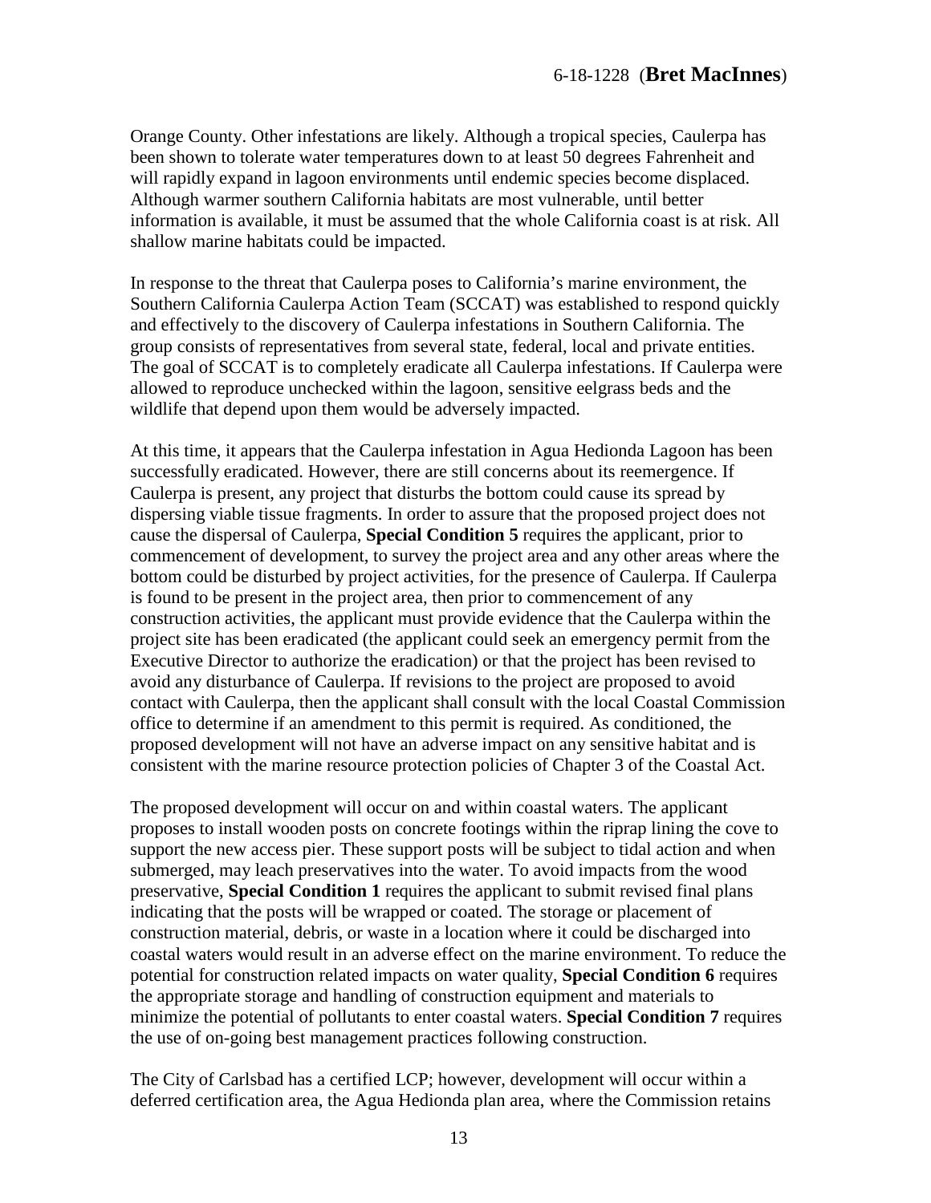Orange County. Other infestations are likely. Although a tropical species, Caulerpa has been shown to tolerate water temperatures down to at least 50 degrees Fahrenheit and will rapidly expand in lagoon environments until endemic species become displaced. Although warmer southern California habitats are most vulnerable, until better information is available, it must be assumed that the whole California coast is at risk. All shallow marine habitats could be impacted.

In response to the threat that Caulerpa poses to California's marine environment, the Southern California Caulerpa Action Team (SCCAT) was established to respond quickly and effectively to the discovery of Caulerpa infestations in Southern California. The group consists of representatives from several state, federal, local and private entities. The goal of SCCAT is to completely eradicate all Caulerpa infestations. If Caulerpa were allowed to reproduce unchecked within the lagoon, sensitive eelgrass beds and the wildlife that depend upon them would be adversely impacted.

At this time, it appears that the Caulerpa infestation in Agua Hedionda Lagoon has been successfully eradicated. However, there are still concerns about its reemergence. If Caulerpa is present, any project that disturbs the bottom could cause its spread by dispersing viable tissue fragments. In order to assure that the proposed project does not cause the dispersal of Caulerpa, **Special Condition 5** requires the applicant, prior to commencement of development, to survey the project area and any other areas where the bottom could be disturbed by project activities, for the presence of Caulerpa. If Caulerpa is found to be present in the project area, then prior to commencement of any construction activities, the applicant must provide evidence that the Caulerpa within the project site has been eradicated (the applicant could seek an emergency permit from the Executive Director to authorize the eradication) or that the project has been revised to avoid any disturbance of Caulerpa. If revisions to the project are proposed to avoid contact with Caulerpa, then the applicant shall consult with the local Coastal Commission office to determine if an amendment to this permit is required. As conditioned, the proposed development will not have an adverse impact on any sensitive habitat and is consistent with the marine resource protection policies of Chapter 3 of the Coastal Act.

The proposed development will occur on and within coastal waters. The applicant proposes to install wooden posts on concrete footings within the riprap lining the cove to support the new access pier. These support posts will be subject to tidal action and when submerged, may leach preservatives into the water. To avoid impacts from the wood preservative, **Special Condition 1** requires the applicant to submit revised final plans indicating that the posts will be wrapped or coated. The storage or placement of construction material, debris, or waste in a location where it could be discharged into coastal waters would result in an adverse effect on the marine environment. To reduce the potential for construction related impacts on water quality, **Special Condition 6** requires the appropriate storage and handling of construction equipment and materials to minimize the potential of pollutants to enter coastal waters. **Special Condition 7** requires the use of on-going best management practices following construction.

The City of Carlsbad has a certified LCP; however, development will occur within a deferred certification area, the Agua Hedionda plan area, where the Commission retains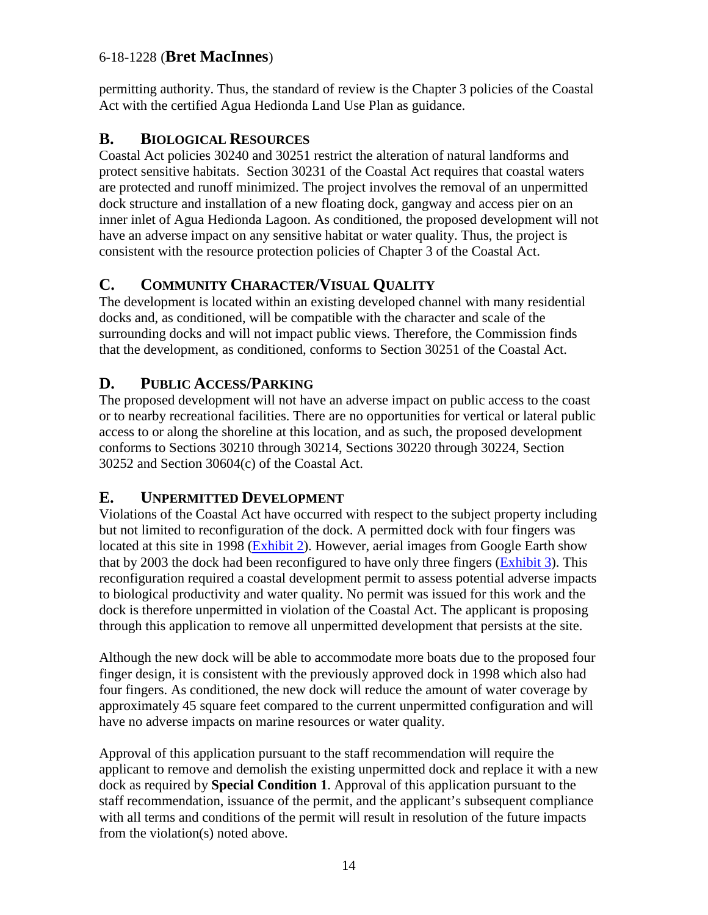permitting authority. Thus, the standard of review is the Chapter 3 policies of the Coastal Act with the certified Agua Hedionda Land Use Plan as guidance.

## B. BIOLOGICAL RESOURCES

Coastal Act policies 30240 and 30251 restrict the alteration of natural landforms and protect sensitive habitats. Section 30231 of the Coastal Act requires that coastal waters are protected and runoff minimized. The project involves the removal of an unpermitted dock structure and installation of a new floating dock, gangway and access pier on an inner inlet of Agua Hedionda Lagoon. As conditioned, the proposed development will not have an adverse impact on any sensitive habitat or water quality. Thus, the project is consistent with the resource protection policies of Chapter 3 of the Coastal Act.

## C. COMMUNITY CHARACTER/VISUAL QUALITY

The development is located within an existing developed channel with many residential docks and, as conditioned, will be compatible with the character and scale of the surrounding docks and will not impact public views. Therefore, the Commission finds that the development, as conditioned, conforms to Section 30251 of the Coastal Act.

## D. PUBLIC ACCESS/PARKING

The proposed development will not have an adverse impact on public access to the coast or to nearby recreational facilities. There are no opportunities for vertical or lateral public access to or along the shoreline at this location, and as such, the proposed development conforms to Sections 30210 through 30214, Sections 30220 through 30224, Section 30252 and Section 30604(c) of the Coastal Act.

## E. UNPERMITTED DEVELOPMENT

Violations of the Coastal Act have occurred with respect to the subject property including but not limited to reconfiguration of the dock. A permitted dock with four fingers was located at this site in 1998 (Exhibit 2). However, aerial images from Google Earth show that by 2003 the dock had been reconfigured to have only three fingers (Exhibit 3). This reconfiguration required a coastal development permit to assess potential adverse impacts to biological productivity and water quality. No permit was issued for this work and the dock is therefore unpermitted in violation of the Coastal Act. The applicant is proposing through this application to remove all unpermitted development that persists at the site.

Although the new dock will be able to accommodate more boats due to the proposed four finger design, it is consistent with the previously approved dock in 1998 which also had four fingers. As conditioned, the new dock will reduce the amount of water coverage by approximately 45 square feet compared to the current unpermitted configuration and will have no adverse impacts on marine resources or water quality.

Approval of this application pursuant to the staff recommendation will require the applicant to remove and demolish the existing unpermitted dock and replace it with a new dock as required by **Special Condition 1**. Approval of this application pursuant to the staff recommendation, issuance of the permit, and the applicant's subsequent compliance with all terms and conditions of the permit will result in resolution of the future impacts from the violation(s) noted above.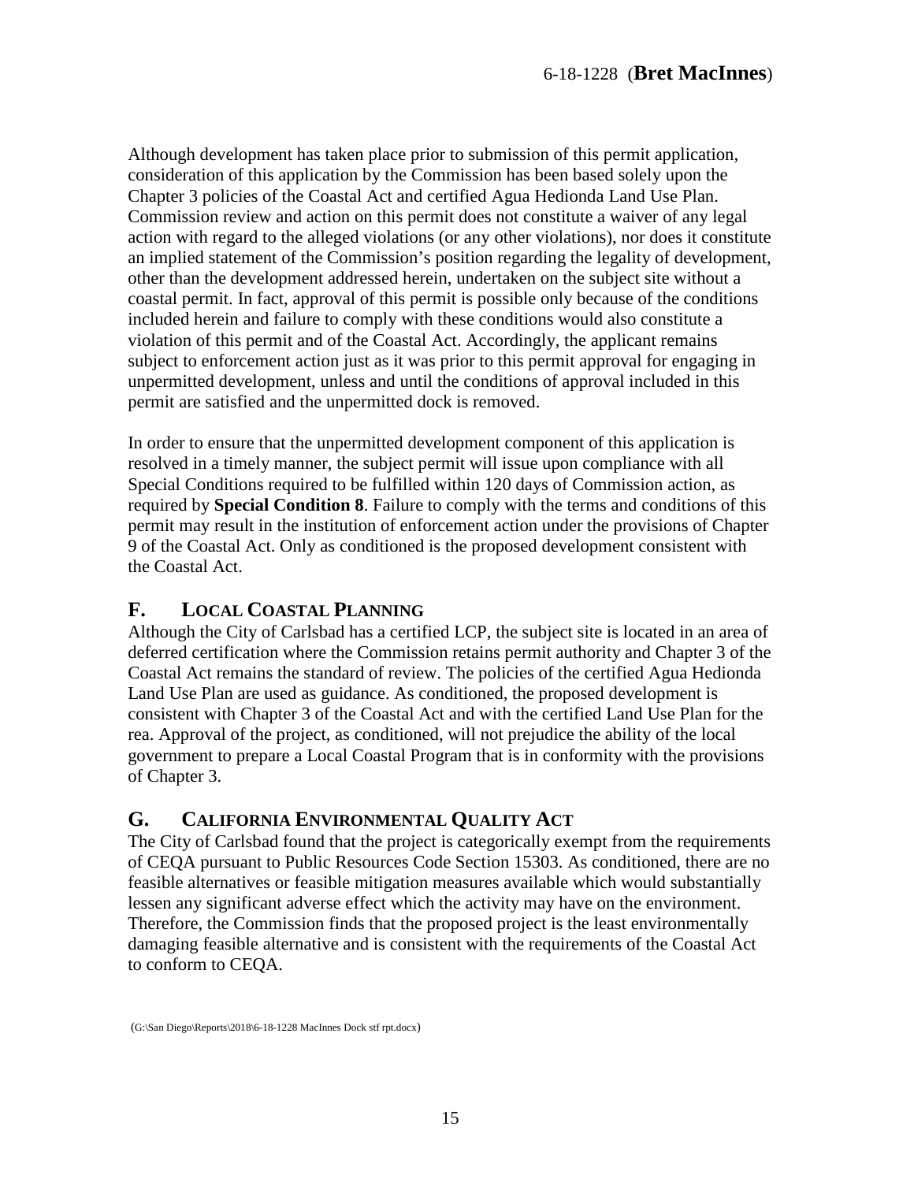Although development has taken place prior to submission of this permit application, consideration of this application by the Commission has been based solely upon the Chapter 3 policies of the Coastal Act and certified Agua Hedionda Land Use Plan. Commission review and action on this permit does not constitute a waiver of any legal action with regard to the alleged violations (or any other violations), nor does it constitute an implied statement of the Commission's position regarding the legality of development, other than the development addressed herein, undertaken on the subject site without a coastal permit. In fact, approval of this permit is possible only because of the conditions included herein and failure to comply with these conditions would also constitute a violation of this permit and of the Coastal Act. Accordingly, the applicant remains subject to enforcement action just as it was prior to this permit approval for engaging in unpermitted development, unless and until the conditions of approval included in this permit are satisfied and the unpermitted dock is removed.

In order to ensure that the unpermitted development component of this application is resolved in a timely manner, the subject permit will issue upon compliance with all Special Conditions required to be fulfilled within 120 days of Commission action, as required by **Special Condition 8**. Failure to comply with the terms and conditions of this permit may result in the institution of enforcement action under the provisions of Chapter 9 of the Coastal Act. Only as conditioned is the proposed development consistent with the Coastal Act.

## F. LOCAL COASTAL PLANNING

Although the City of Carlsbad has a certified LCP, the subject site is located in an area of deferred certification where the Commission retains permit authority and Chapter 3 of the Coastal Act remains the standard of review. The policies of the certified Agua Hedionda Land Use Plan are used as guidance. As conditioned, the proposed development is consistent with Chapter 3 of the Coastal Act and with the certified Land Use Plan for the rea. Approval of the project, as conditioned, will not prejudice the ability of the local government to prepare a Local Coastal Program that is in conformity with the provisions of Chapter 3.

## G. CALIFORNIA ENVIRONMENTAL QUALITY ACT

The City of Carlsbad found that the project is categorically exempt from the requirements of CEQA pursuant to Public Resources Code Section 15303. As conditioned, there are no feasible alternatives or feasible mitigation measures available which would substantially lessen any significant adverse effect which the activity may have on the environment. Therefore, the Commission finds that the proposed project is the least environmentally damaging feasible alternative and is consistent with the requirements of the Coastal Act to conform to CEQA.

(G:\San Diego\Reports\2018\6-18-1228 MacInnes Dock stf rpt.docx)